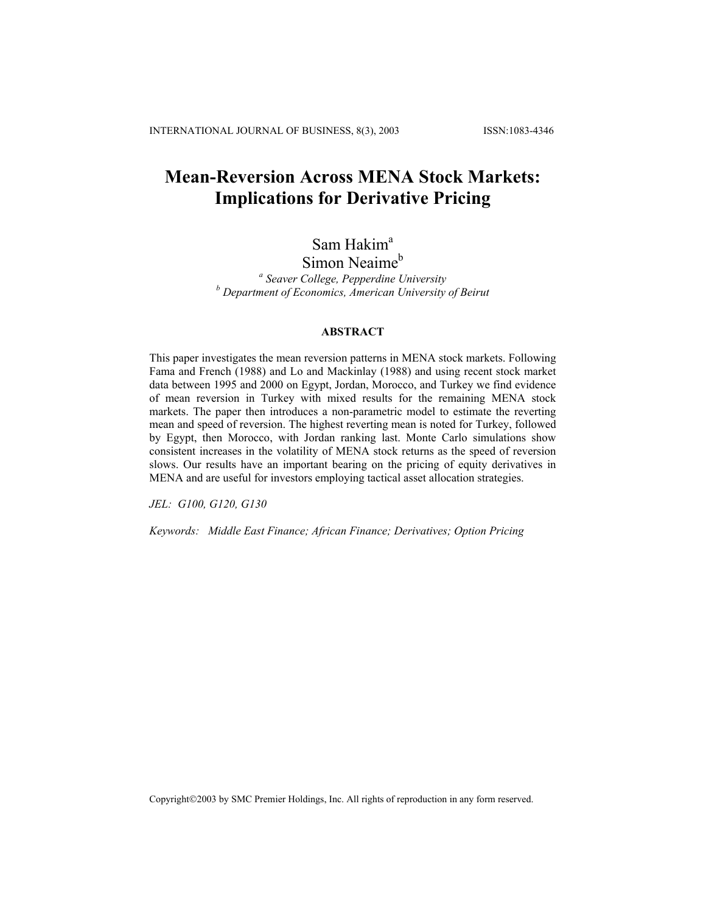# Mean-Reversion Across MENA Stock Markets: Implications for Derivative Pricing

Sam Hakim[a]
Simon Neaime[b]

[a] *Seaver College, Pepperdine University*
[b] *Department of Economics, American University of Beirut*

## ABSTRACT

This paper investigates the mean reversion patterns in MENA stock markets. Following Fama and French (1988) and Lo and Mackinlay (1988) and using recent stock market data between 1995 and 2000 on Egypt, Jordan, Morocco, and Turkey we find evidence of mean reversion in Turkey with mixed results for the remaining MENA stock markets. The paper then introduces a non-parametric model to estimate the reverting mean and speed of reversion. The highest reverting mean is noted for Turkey, followed by Egypt, then Morocco, with Jordan ranking last. Monte Carlo simulations show consistent increases in the volatility of MENA stock returns as the speed of reversion slows. Our results have an important bearing on the pricing of equity derivatives in MENA and are useful for investors employing tactical asset allocation strategies.

*JEL: G100, G120, G130*

*Keywords: Middle East Finance; African Finance; Derivatives; Option Pricing*

Copyright©2003 by SMC Premier Holdings, Inc. All rights of reproduction in any form reserved.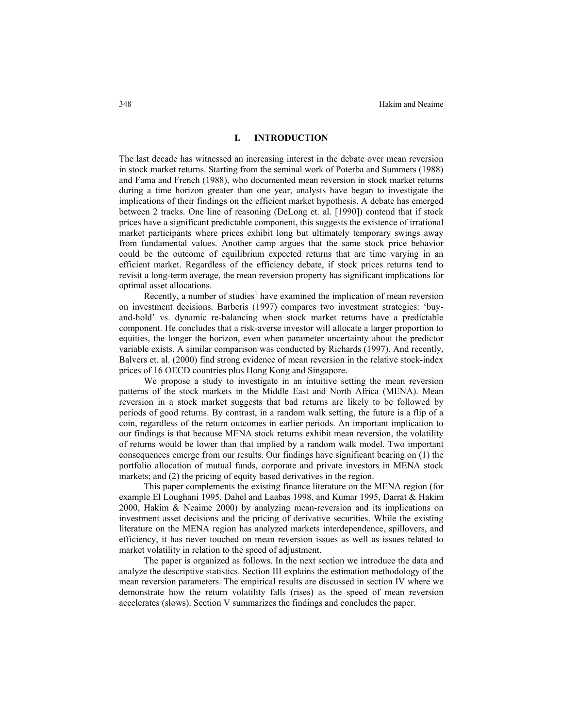## I. INTRODUCTION

The last decade has witnessed an increasing interest in the debate over mean reversion in stock market returns. Starting from the seminal work of Poterba and Summers (1988) and Fama and French (1988), who documented mean reversion in stock market returns during a time horizon greater than one year, analysts have began to investigate the implications of their findings on the efficient market hypothesis. A debate has emerged between 2 tracks. One line of reasoning (DeLong et. al. [1990]) contend that if stock prices have a significant predictable component, this suggests the existence of irrational market participants where prices exhibit long but ultimately temporary swings away from fundamental values. Another camp argues that the same stock price behavior could be the outcome of equilibrium expected returns that are time varying in an efficient market. Regardless of the efficiency debate, if stock prices returns tend to revisit a long-term average, the mean reversion property has significant implications for optimal asset allocations.

Recently, a number of studies[1] have examined the implication of mean reversion on investment decisions. Barberis (1997) compares two investment strategies: 'buy-and-hold' vs. dynamic re-balancing when stock market returns have a predictable component. He concludes that a risk-averse investor will allocate a larger proportion to equities, the longer the horizon, even when parameter uncertainty about the predictor variable exists. A similar comparison was conducted by Richards (1997). And recently, Balvers et. al. (2000) find strong evidence of mean reversion in the relative stock-index prices of 16 OECD countries plus Hong Kong and Singapore.

We propose a study to investigate in an intuitive setting the mean reversion patterns of the stock markets in the Middle East and North Africa (MENA). Mean reversion in a stock market suggests that bad returns are likely to be followed by periods of good returns. By contrast, in a random walk setting, the future is a flip of a coin, regardless of the return outcomes in earlier periods. An important implication to our findings is that because MENA stock returns exhibit mean reversion, the volatility of returns would be lower than that implied by a random walk model. Two important consequences emerge from our results. Our findings have significant bearing on (1) the portfolio allocation of mutual funds, corporate and private investors in MENA stock markets; and (2) the pricing of equity based derivatives in the region.

This paper complements the existing finance literature on the MENA region (for example El Loughani 1995, Dahel and Laabas 1998, and Kumar 1995, Darrat & Hakim 2000, Hakim & Neaime 2000) by analyzing mean-reversion and its implications on investment asset decisions and the pricing of derivative securities. While the existing literature on the MENA region has analyzed markets interdependence, spillovers, and efficiency, it has never touched on mean reversion issues as well as issues related to market volatility in relation to the speed of adjustment.

The paper is organized as follows. In the next section we introduce the data and analyze the descriptive statistics. Section III explains the estimation methodology of the mean reversion parameters. The empirical results are discussed in section IV where we demonstrate how the return volatility falls (rises) as the speed of mean reversion accelerates (slows). Section V summarizes the findings and concludes the paper.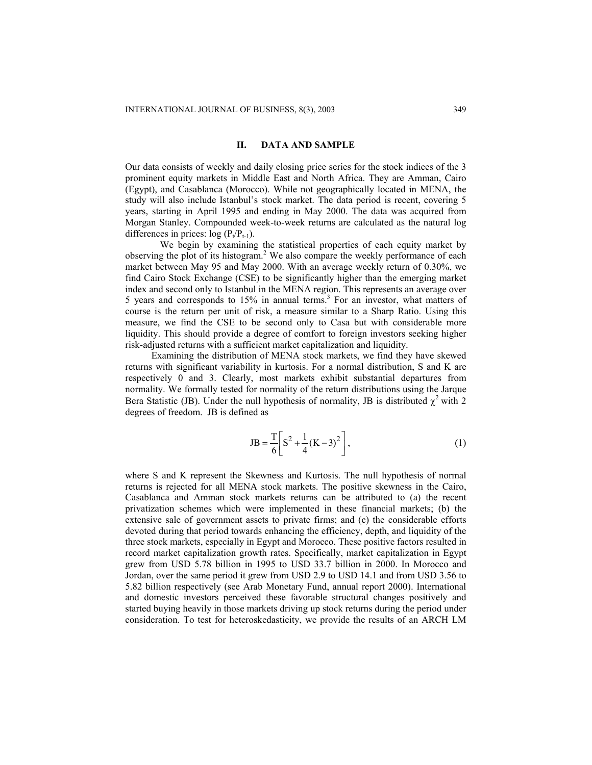## II. DATA AND SAMPLE

Our data consists of weekly and daily closing price series for the stock indices of the 3 prominent equity markets in Middle East and North Africa. They are Amman, Cairo (Egypt), and Casablanca (Morocco). While not geographically located in MENA, the study will also include Istanbul's stock market. The data period is recent, covering 5 years, starting in April 1995 and ending in May 2000. The data was acquired from Morgan Stanley. Compounded week-to-week returns are calculated as the natural log differences in prices: log ($P_t/P_{t-1}$).

We begin by examining the statistical properties of each equity market by observing the plot of its histogram.[2] We also compare the weekly performance of each market between May 95 and May 2000. With an average weekly return of 0.30%, we find Cairo Stock Exchange (CSE) to be significantly higher than the emerging market index and second only to Istanbul in the MENA region. This represents an average over 5 years and corresponds to 15% in annual terms.[3] For an investor, what matters of course is the return per unit of risk, a measure similar to a Sharp Ratio. Using this measure, we find the CSE to be second only to Casa but with considerable more liquidity. This should provide a degree of comfort to foreign investors seeking higher risk-adjusted returns with a sufficient market capitalization and liquidity.

Examining the distribution of MENA stock markets, we find they have skewed returns with significant variability in kurtosis. For a normal distribution, S and K are respectively 0 and 3. Clearly, most markets exhibit substantial departures from normality. We formally tested for normality of the return distributions using the Jarque Bera Statistic (JB). Under the null hypothesis of normality, JB is distributed $\chi^2$ with 2 degrees of freedom. JB is defined as

$$\text{JB} = \frac{T}{6}\left[S^2 + \frac{1}{4}(K-3)^2\right], \tag{1}$$

where S and K represent the Skewness and Kurtosis. The null hypothesis of normal returns is rejected for all MENA stock markets. The positive skewness in the Cairo, Casablanca and Amman stock markets returns can be attributed to (a) the recent privatization schemes which were implemented in these financial markets; (b) the extensive sale of government assets to private firms; and (c) the considerable efforts devoted during that period towards enhancing the efficiency, depth, and liquidity of the three stock markets, especially in Egypt and Morocco. These positive factors resulted in record market capitalization growth rates. Specifically, market capitalization in Egypt grew from USD 5.78 billion in 1995 to USD 33.7 billion in 2000. In Morocco and Jordan, over the same period it grew from USD 2.9 to USD 14.1 and from USD 3.56 to 5.82 billion respectively (see Arab Monetary Fund, annual report 2000). International and domestic investors perceived these favorable structural changes positively and started buying heavily in those markets driving up stock returns during the period under consideration. To test for heteroskedasticity, we provide the results of an ARCH LM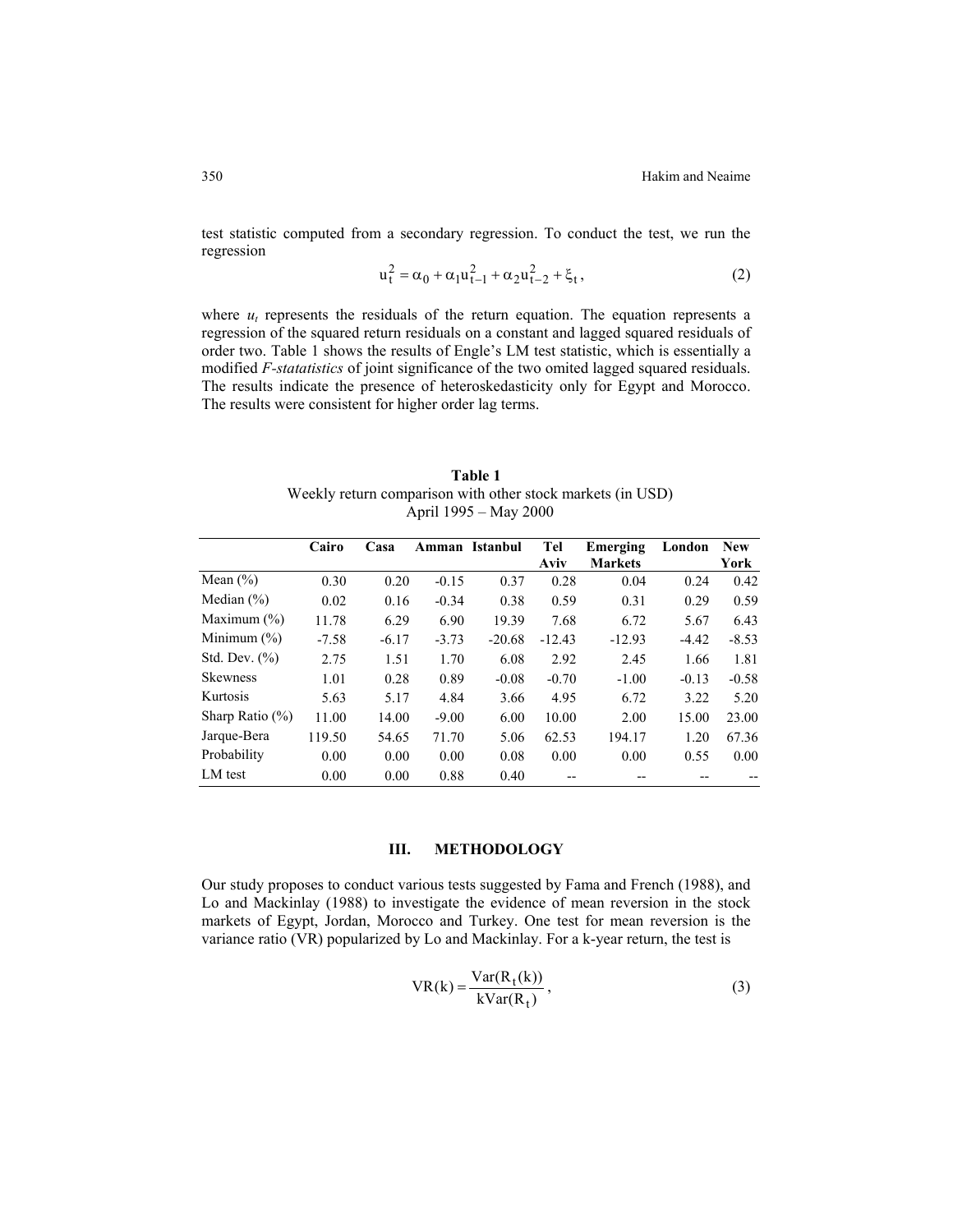test statistic computed from a secondary regression. To conduct the test, we run the regression

$$u_t^2 = \alpha_0 + \alpha_1 u_{t-1}^2 + \alpha_2 u_{t-2}^2 + \xi_t, \tag{2}$$

where $u_t$ represents the residuals of the return equation. The equation represents a regression of the squared return residuals on a constant and lagged squared residuals of order two. Table 1 shows the results of Engle's LM test statistic, which is essentially a modified *F-statatistics* of joint significance of the two omited lagged squared residuals. The results indicate the presence of heteroskedasticity only for Egypt and Morocco. The results were consistent for higher order lag terms.

**Table 1**
Weekly return comparison with other stock markets (in USD)
April 1995 – May 2000

| | Cairo | Casa | Amman | Istanbul | Tel Aviv | Emerging Markets | London | New York |
|---|---|---|---|---|---|---|---|---|
| Mean (%) | 0.30 | 0.20 | -0.15 | 0.37 | 0.28 | 0.04 | 0.24 | 0.42 |
| Median (%) | 0.02 | 0.16 | -0.34 | 0.38 | 0.59 | 0.31 | 0.29 | 0.59 |
| Maximum (%) | 11.78 | 6.29 | 6.90 | 19.39 | 7.68 | 6.72 | 5.67 | 6.43 |
| Minimum (%) | -7.58 | -6.17 | -3.73 | -20.68 | -12.43 | -12.93 | -4.42 | -8.53 |
| Std. Dev. (%) | 2.75 | 1.51 | 1.70 | 6.08 | 2.92 | 2.45 | 1.66 | 1.81 |
| Skewness | 1.01 | 0.28 | 0.89 | -0.08 | -0.70 | -1.00 | -0.13 | -0.58 |
| Kurtosis | 5.63 | 5.17 | 4.84 | 3.66 | 4.95 | 6.72 | 3.22 | 5.20 |
| Sharp Ratio (%) | 11.00 | 14.00 | -9.00 | 6.00 | 10.00 | 2.00 | 15.00 | 23.00 |
| Jarque-Bera | 119.50 | 54.65 | 71.70 | 5.06 | 62.53 | 194.17 | 1.20 | 67.36 |
| Probability | 0.00 | 0.00 | 0.00 | 0.08 | 0.00 | 0.00 | 0.55 | 0.00 |
| LM test | 0.00 | 0.00 | 0.88 | 0.40 | -- | -- | -- | -- |

## III. METHODOLOGY

Our study proposes to conduct various tests suggested by Fama and French (1988), and Lo and Mackinlay (1988) to investigate the evidence of mean reversion in the stock markets of Egypt, Jordan, Morocco and Turkey. One test for mean reversion is the variance ratio (VR) popularized by Lo and Mackinlay. For a k-year return, the test is

$$VR(k) = \frac{Var(R_t(k))}{kVar(R_t)}, \tag{3}$$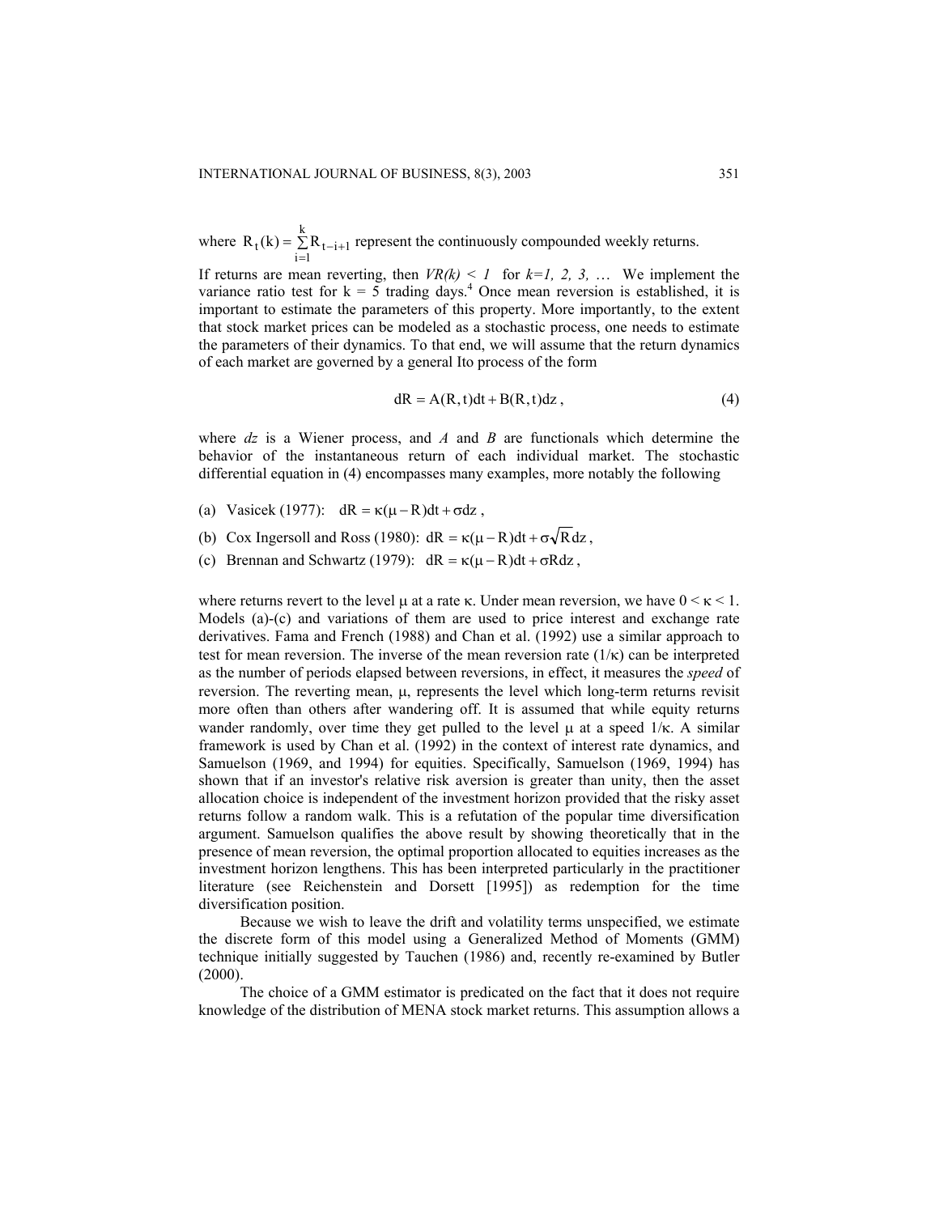where $R_t(k) = \sum_{i=1}^{k} R_{t-i+1}$ represent the continuously compounded weekly returns.

If returns are mean reverting, then *VR(k) < 1* for *k=1, 2, 3, …* We implement the variance ratio test for k = 5 trading days.[4] Once mean reversion is established, it is important to estimate the parameters of this property. More importantly, to the extent that stock market prices can be modeled as a stochastic process, one needs to estimate the parameters of their dynamics. To that end, we will assume that the return dynamics of each market are governed by a general Ito process of the form

$$dR = A(R,t)dt + B(R,t)dz, \tag{4}$$

where *dz* is a Wiener process, and *A* and *B* are functionals which determine the behavior of the instantaneous return of each individual market. The stochastic differential equation in (4) encompasses many examples, more notably the following

(a) Vasicek (1977): $dR = \kappa(\mu - R)dt + \sigma dz$,

(b) Cox Ingersoll and Ross (1980): $dR = \kappa(\mu - R)dt + \sigma\sqrt{R}dz$,

(c) Brennan and Schwartz (1979): $dR = \kappa(\mu - R)dt + \sigma R dz$,

where returns revert to the level $\mu$ at a rate $\kappa$. Under mean reversion, we have $0 < \kappa < 1$. Models (a)-(c) and variations of them are used to price interest and exchange rate derivatives. Fama and French (1988) and Chan et al. (1992) use a similar approach to test for mean reversion. The inverse of the mean reversion rate ($1/\kappa$) can be interpreted as the number of periods elapsed between reversions, in effect, it measures the *speed* of reversion. The reverting mean, $\mu$, represents the level which long-term returns revisit more often than others after wandering off. It is assumed that while equity returns wander randomly, over time they get pulled to the level $\mu$ at a speed $1/\kappa$. A similar framework is used by Chan et al. (1992) in the context of interest rate dynamics, and Samuelson (1969, and 1994) for equities. Specifically, Samuelson (1969, 1994) has shown that if an investor's relative risk aversion is greater than unity, then the asset allocation choice is independent of the investment horizon provided that the risky asset returns follow a random walk. This is a refutation of the popular time diversification argument. Samuelson qualifies the above result by showing theoretically that in the presence of mean reversion, the optimal proportion allocated to equities increases as the investment horizon lengthens. This has been interpreted particularly in the practitioner literature (see Reichenstein and Dorsett [1995]) as redemption for the time diversification position.

Because we wish to leave the drift and volatility terms unspecified, we estimate the discrete form of this model using a Generalized Method of Moments (GMM) technique initially suggested by Tauchen (1986) and, recently re-examined by Butler (2000).

The choice of a GMM estimator is predicated on the fact that it does not require knowledge of the distribution of MENA stock market returns. This assumption allows a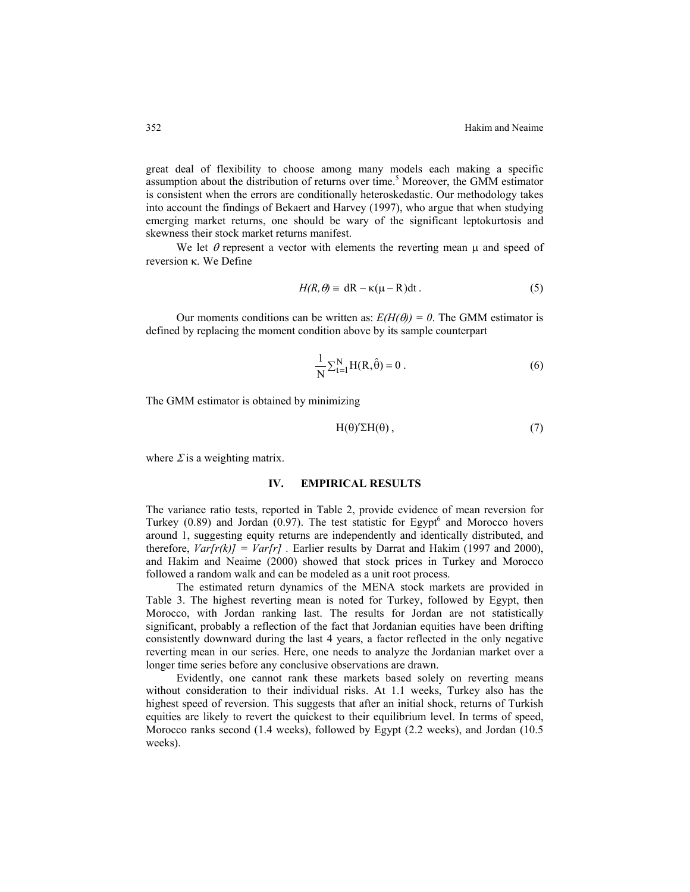great deal of flexibility to choose among many models each making a specific assumption about the distribution of returns over time.[5] Moreover, the GMM estimator is consistent when the errors are conditionally heteroskedastic. Our methodology takes into account the findings of Bekaert and Harvey (1997), who argue that when studying emerging market returns, one should be wary of the significant leptokurtosis and skewness their stock market returns manifest.

We let $\theta$ represent a vector with elements the reverting mean $\mu$ and speed of reversion $\kappa$. We Define

$$H(R,\theta) \equiv dR - \kappa(\mu - R)dt \,. \tag{5}$$

Our moments conditions can be written as: $E(H(\theta)) = 0$. The GMM estimator is defined by replacing the moment condition above by its sample counterpart

$$\frac{1}{N}\Sigma_{t=1}^{N} H(R,\hat{\theta}) = 0 \,. \tag{6}$$

The GMM estimator is obtained by minimizing

$$H(\theta)'\Sigma H(\theta) \,, \tag{7}$$

where $\Sigma$ is a weighting matrix.

## IV. EMPIRICAL RESULTS

The variance ratio tests, reported in Table 2, provide evidence of mean reversion for Turkey (0.89) and Jordan (0.97). The test statistic for Egypt[6] and Morocco hovers around 1, suggesting equity returns are independently and identically distributed, and therefore, $Var[r(k)] = Var[r]$ . Earlier results by Darrat and Hakim (1997 and 2000), and Hakim and Neaime (2000) showed that stock prices in Turkey and Morocco followed a random walk and can be modeled as a unit root process.

The estimated return dynamics of the MENA stock markets are provided in Table 3. The highest reverting mean is noted for Turkey, followed by Egypt, then Morocco, with Jordan ranking last. The results for Jordan are not statistically significant, probably a reflection of the fact that Jordanian equities have been drifting consistently downward during the last 4 years, a factor reflected in the only negative reverting mean in our series. Here, one needs to analyze the Jordanian market over a longer time series before any conclusive observations are drawn.

Evidently, one cannot rank these markets based solely on reverting means without consideration to their individual risks. At 1.1 weeks, Turkey also has the highest speed of reversion. This suggests that after an initial shock, returns of Turkish equities are likely to revert the quickest to their equilibrium level. In terms of speed, Morocco ranks second (1.4 weeks), followed by Egypt (2.2 weeks), and Jordan (10.5 weeks).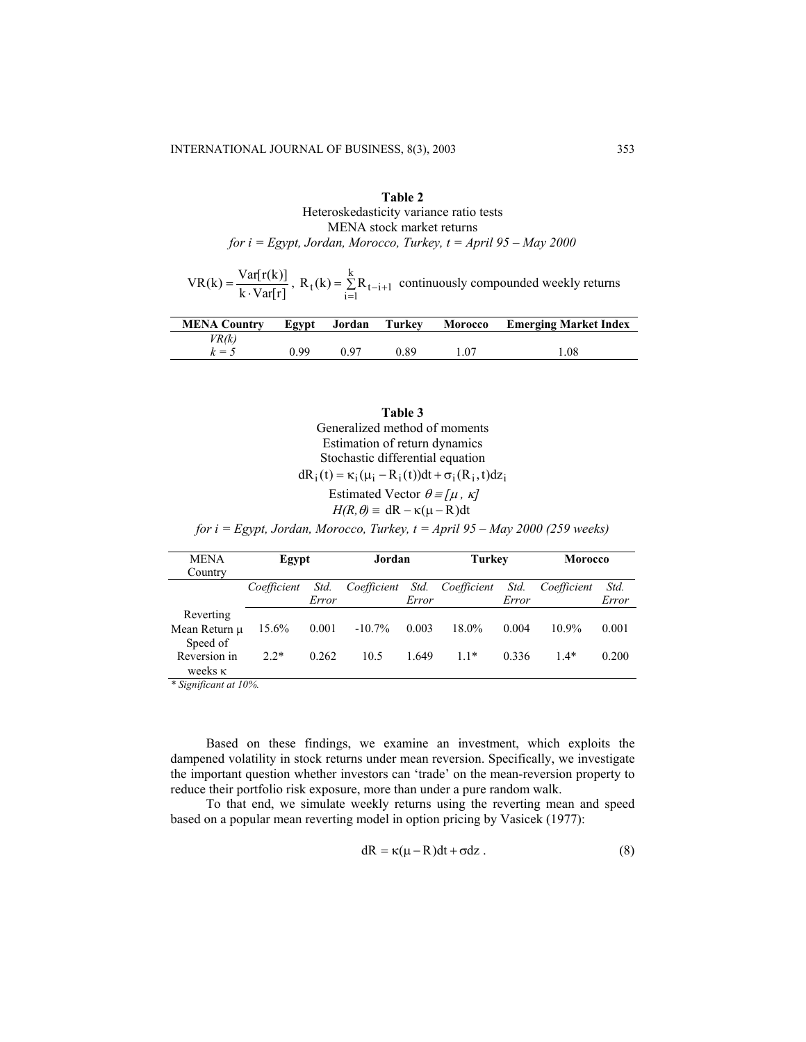**Table 2**

Heteroskedasticity variance ratio tests
MENA stock market returns
*for i = Egypt, Jordan, Morocco, Turkey, t = April 95 – May 2000*

$$VR(k) = \frac{Var[r(k)]}{k \cdot Var[r]}, \; R_t(k) = \sum_{i=1}^{k} R_{t-i+1} \text{ continuously compounded weekly returns}$$

| MENA Country | Egypt | Jordan | Turkey | Morocco | Emerging Market Index |
|---|---|---|---|---|---|
| *VR(k)* | | | | | |
| *k = 5* | 0.99 | 0.97 | 0.89 | 1.07 | 1.08 |

**Table 3**

Generalized method of moments
Estimation of return dynamics
Stochastic differential equation

$$dR_i(t) = \kappa_i(\mu_i - R_i(t))dt + \sigma_i(R_i, t)dz_i$$

Estimated Vector $\theta \equiv [\mu, \kappa]$

$$H(R,\theta) \equiv dR - \kappa(\mu - R)dt$$

*for i = Egypt, Jordan, Morocco, Turkey, t = April 95 – May 2000 (259 weeks)*

| MENA Country | Egypt | | Jordan | | Turkey | | Morocco | |
|---|---|---|---|---|---|---|---|---|
| | *Coefficient* | *Std. Error* | *Coefficient* | *Std. Error* | *Coefficient* | *Std. Error* | *Coefficient* | *Std. Error* |
| Reverting Mean Return $\mu$ | 15.6% | 0.001 | -10.7% | 0.003 | 18.0% | 0.004 | 10.9% | 0.001 |
| Speed of Reversion in weeks $\kappa$ | 2.2* | 0.262 | 10.5 | 1.649 | 1.1* | 0.336 | 1.4* | 0.200 |

*\* Significant at 10%.*

Based on these findings, we examine an investment, which exploits the dampened volatility in stock returns under mean reversion. Specifically, we investigate the important question whether investors can 'trade' on the mean-reversion property to reduce their portfolio risk exposure, more than under a pure random walk.

To that end, we simulate weekly returns using the reverting mean and speed based on a popular mean reverting model in option pricing by Vasicek (1977):

$$dR = \kappa(\mu - R)dt + \sigma dz\,. \tag{8}$$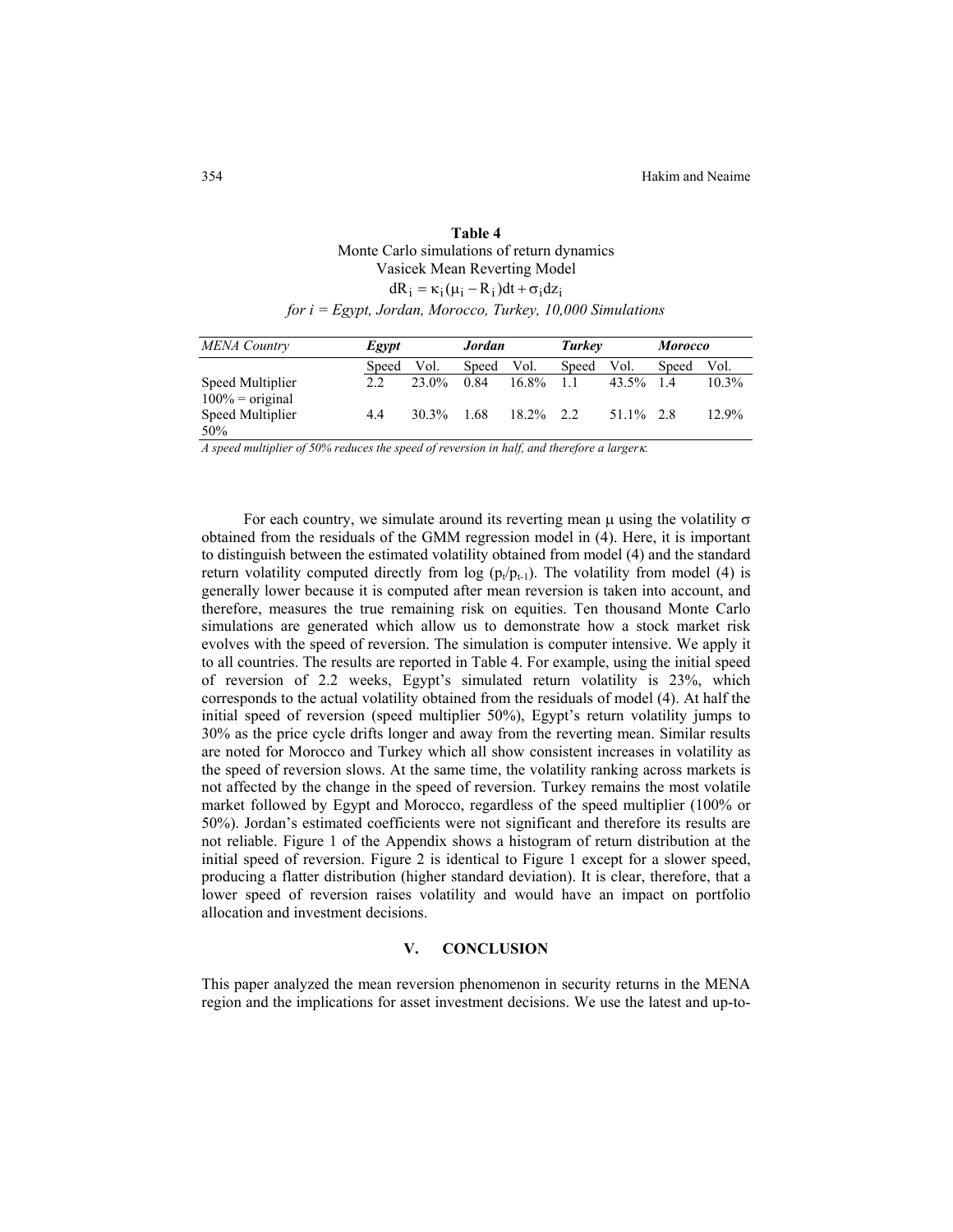**Table 4**
Monte Carlo simulations of return dynamics
Vasicek Mean Reverting Model

$$dR_i = \kappa_i(\mu_i - R_i)dt + \sigma_i dz_i$$

*for i = Egypt, Jordan, Morocco, Turkey, 10,000 Simulations*

| *MENA Country* | ***Egypt*** | | ***Jordan*** | | ***Turkey*** | | ***Morocco*** | |
|---|---|---|---|---|---|---|---|---|
| | Speed | Vol. | Speed | Vol. | Speed | Vol. | Speed | Vol. |
| Speed Multiplier 100% = original | 2.2 | 23.0% | 0.84 | 16.8% | 1.1 | 43.5% | 1.4 | 10.3% |
| Speed Multiplier 50% | 4.4 | 30.3% | 1.68 | 18.2% | 2.2 | 51.1% | 2.8 | 12.9% |

*A speed multiplier of 50% reduces the speed of reversion in half, and therefore a larger* $\kappa$*.*

For each country, we simulate around its reverting mean $\mu$ using the volatility $\sigma$ obtained from the residuals of the GMM regression model in (4). Here, it is important to distinguish between the estimated volatility obtained from model (4) and the standard return volatility computed directly from log $(p_t/p_{t-1})$. The volatility from model (4) is generally lower because it is computed after mean reversion is taken into account, and therefore, measures the true remaining risk on equities. Ten thousand Monte Carlo simulations are generated which allow us to demonstrate how a stock market risk evolves with the speed of reversion. The simulation is computer intensive. We apply it to all countries. The results are reported in Table 4. For example, using the initial speed of reversion of 2.2 weeks, Egypt's simulated return volatility is 23%, which corresponds to the actual volatility obtained from the residuals of model (4). At half the initial speed of reversion (speed multiplier 50%), Egypt's return volatility jumps to 30% as the price cycle drifts longer and away from the reverting mean. Similar results are noted for Morocco and Turkey which all show consistent increases in volatility as the speed of reversion slows. At the same time, the volatility ranking across markets is not affected by the change in the speed of reversion. Turkey remains the most volatile market followed by Egypt and Morocco, regardless of the speed multiplier (100% or 50%). Jordan's estimated coefficients were not significant and therefore its results are not reliable. Figure 1 of the Appendix shows a histogram of return distribution at the initial speed of reversion. Figure 2 is identical to Figure 1 except for a slower speed, producing a flatter distribution (higher standard deviation). It is clear, therefore, that a lower speed of reversion raises volatility and would have an impact on portfolio allocation and investment decisions.

## V. CONCLUSION

This paper analyzed the mean reversion phenomenon in security returns in the MENA region and the implications for asset investment decisions. We use the latest and up-to-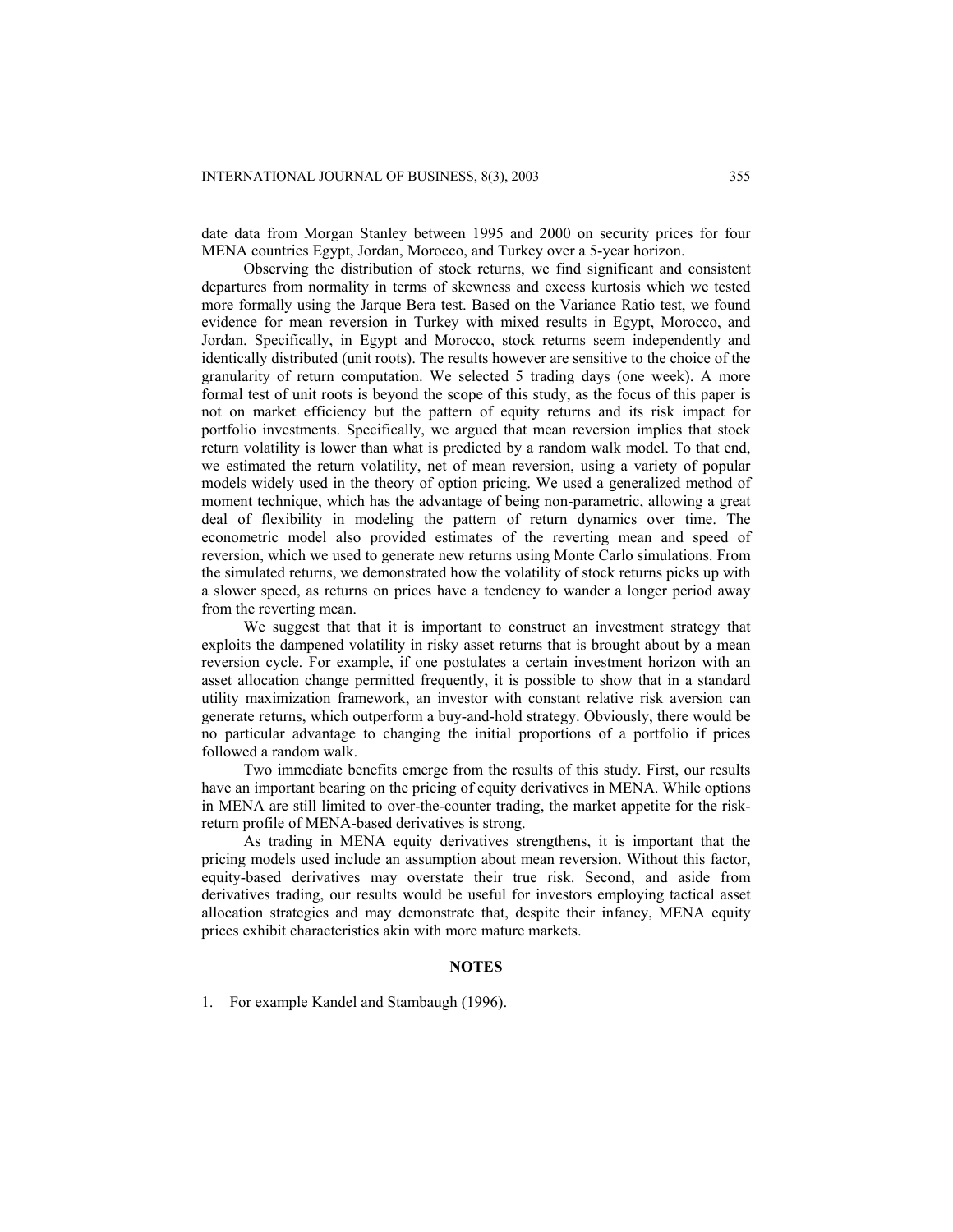date data from Morgan Stanley between 1995 and 2000 on security prices for four MENA countries Egypt, Jordan, Morocco, and Turkey over a 5-year horizon.

Observing the distribution of stock returns, we find significant and consistent departures from normality in terms of skewness and excess kurtosis which we tested more formally using the Jarque Bera test. Based on the Variance Ratio test, we found evidence for mean reversion in Turkey with mixed results in Egypt, Morocco, and Jordan. Specifically, in Egypt and Morocco, stock returns seem independently and identically distributed (unit roots). The results however are sensitive to the choice of the granularity of return computation. We selected 5 trading days (one week). A more formal test of unit roots is beyond the scope of this study, as the focus of this paper is not on market efficiency but the pattern of equity returns and its risk impact for portfolio investments. Specifically, we argued that mean reversion implies that stock return volatility is lower than what is predicted by a random walk model. To that end, we estimated the return volatility, net of mean reversion, using a variety of popular models widely used in the theory of option pricing. We used a generalized method of moment technique, which has the advantage of being non-parametric, allowing a great deal of flexibility in modeling the pattern of return dynamics over time. The econometric model also provided estimates of the reverting mean and speed of reversion, which we used to generate new returns using Monte Carlo simulations. From the simulated returns, we demonstrated how the volatility of stock returns picks up with a slower speed, as returns on prices have a tendency to wander a longer period away from the reverting mean.

We suggest that that it is important to construct an investment strategy that exploits the dampened volatility in risky asset returns that is brought about by a mean reversion cycle. For example, if one postulates a certain investment horizon with an asset allocation change permitted frequently, it is possible to show that in a standard utility maximization framework, an investor with constant relative risk aversion can generate returns, which outperform a buy-and-hold strategy. Obviously, there would be no particular advantage to changing the initial proportions of a portfolio if prices followed a random walk.

Two immediate benefits emerge from the results of this study. First, our results have an important bearing on the pricing of equity derivatives in MENA. While options in MENA are still limited to over-the-counter trading, the market appetite for the risk-return profile of MENA-based derivatives is strong.

As trading in MENA equity derivatives strengthens, it is important that the pricing models used include an assumption about mean reversion. Without this factor, equity-based derivatives may overstate their true risk. Second, and aside from derivatives trading, our results would be useful for investors employing tactical asset allocation strategies and may demonstrate that, despite their infancy, MENA equity prices exhibit characteristics akin with more mature markets.

## NOTES

1. For example Kandel and Stambaugh (1996).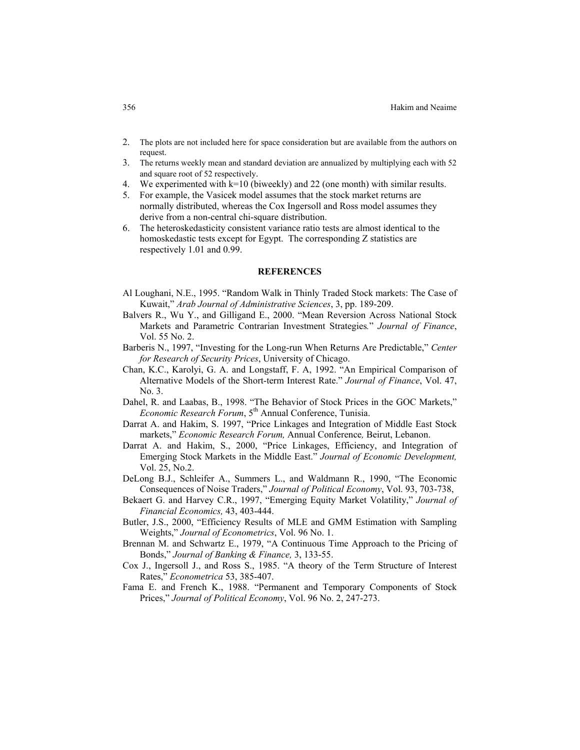2. The plots are not included here for space consideration but are available from the authors on request.
3. The returns weekly mean and standard deviation are annualized by multiplying each with 52 and square root of 52 respectively.
4. We experimented with k=10 (biweekly) and 22 (one month) with similar results.
5. For example, the Vasicek model assumes that the stock market returns are normally distributed, whereas the Cox Ingersoll and Ross model assumes they derive from a non-central chi-square distribution.
6. The heteroskedasticity consistent variance ratio tests are almost identical to the homoskedastic tests except for Egypt. The corresponding Z statistics are respectively 1.01 and 0.99.

## REFERENCES

Al Loughani, N.E., 1995. "Random Walk in Thinly Traded Stock markets: The Case of Kuwait," *Arab Journal of Administrative Sciences*, 3, pp. 189-209.

Balvers R., Wu Y., and Gilligand E., 2000. "Mean Reversion Across National Stock Markets and Parametric Contrarian Investment Strategies." *Journal of Finance*, Vol. 55 No. 2.

Barberis N., 1997, "Investing for the Long-run When Returns Are Predictable," *Center for Research of Security Prices*, University of Chicago.

Chan, K.C., Karolyi, G. A. and Longstaff, F. A, 1992. "An Empirical Comparison of Alternative Models of the Short-term Interest Rate." *Journal of Finance*, Vol. 47, No. 3.

Dahel, R. and Laabas, B., 1998. "The Behavior of Stock Prices in the GOC Markets," *Economic Research Forum*, 5th Annual Conference, Tunisia.

Darrat A. and Hakim, S. 1997, "Price Linkages and Integration of Middle East Stock markets," *Economic Research Forum,* Annual Conference*,* Beirut, Lebanon.

Darrat A. and Hakim, S., 2000, "Price Linkages, Efficiency, and Integration of Emerging Stock Markets in the Middle East." *Journal of Economic Development,* Vol. 25, No.2.

DeLong B.J., Schleifer A., Summers L., and Waldmann R., 1990, "The Economic Consequences of Noise Traders," *Journal of Political Economy*, Vol. 93, 703-738,

Bekaert G. and Harvey C.R., 1997, "Emerging Equity Market Volatility," *Journal of Financial Economics,* 43, 403-444.

Butler, J.S., 2000, "Efficiency Results of MLE and GMM Estimation with Sampling Weights," *Journal of Econometrics*, Vol. 96 No. 1.

Brennan M. and Schwartz E., 1979, "A Continuous Time Approach to the Pricing of Bonds," *Journal of Banking & Finance,* 3, 133-55.

Cox J., Ingersoll J., and Ross S., 1985. "A theory of the Term Structure of Interest Rates," *Econometrica* 53, 385-407.

Fama E. and French K., 1988. "Permanent and Temporary Components of Stock Prices," *Journal of Political Economy*, Vol. 96 No. 2, 247-273.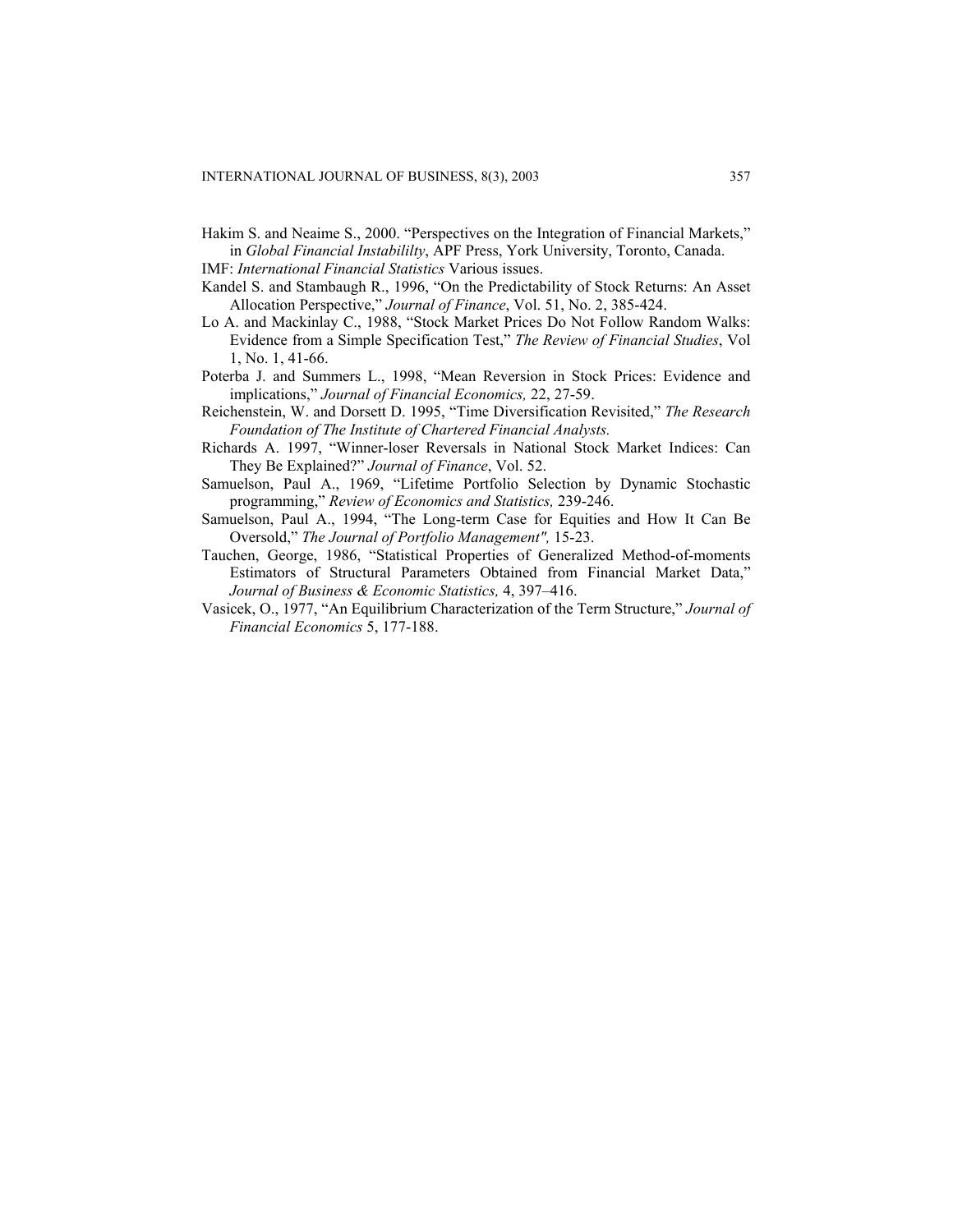Hakim S. and Neaime S., 2000. "Perspectives on the Integration of Financial Markets," in *Global Financial Instabililty*, APF Press, York University, Toronto, Canada.

IMF: *International Financial Statistics* Various issues.

Kandel S. and Stambaugh R., 1996, "On the Predictability of Stock Returns: An Asset Allocation Perspective," *Journal of Finance*, Vol. 51, No. 2, 385-424.

Lo A. and Mackinlay C., 1988, "Stock Market Prices Do Not Follow Random Walks: Evidence from a Simple Specification Test," *The Review of Financial Studies*, Vol 1, No. 1, 41-66.

Poterba J. and Summers L., 1998, "Mean Reversion in Stock Prices: Evidence and implications," *Journal of Financial Economics,* 22, 27-59.

Reichenstein, W. and Dorsett D. 1995, "Time Diversification Revisited," *The Research Foundation of The Institute of Chartered Financial Analysts.*

Richards A. 1997, "Winner-loser Reversals in National Stock Market Indices: Can They Be Explained?" *Journal of Finance*, Vol. 52.

Samuelson, Paul A., 1969, "Lifetime Portfolio Selection by Dynamic Stochastic programming," *Review of Economics and Statistics,* 239-246.

Samuelson, Paul A., 1994, "The Long-term Case for Equities and How It Can Be Oversold," *The Journal of Portfolio Management",* 15-23.

Tauchen, George, 1986, "Statistical Properties of Generalized Method-of-moments Estimators of Structural Parameters Obtained from Financial Market Data," *Journal of Business & Economic Statistics,* 4, 397–416.

Vasicek, O., 1977, "An Equilibrium Characterization of the Term Structure," *Journal of Financial Economics* 5, 177-188.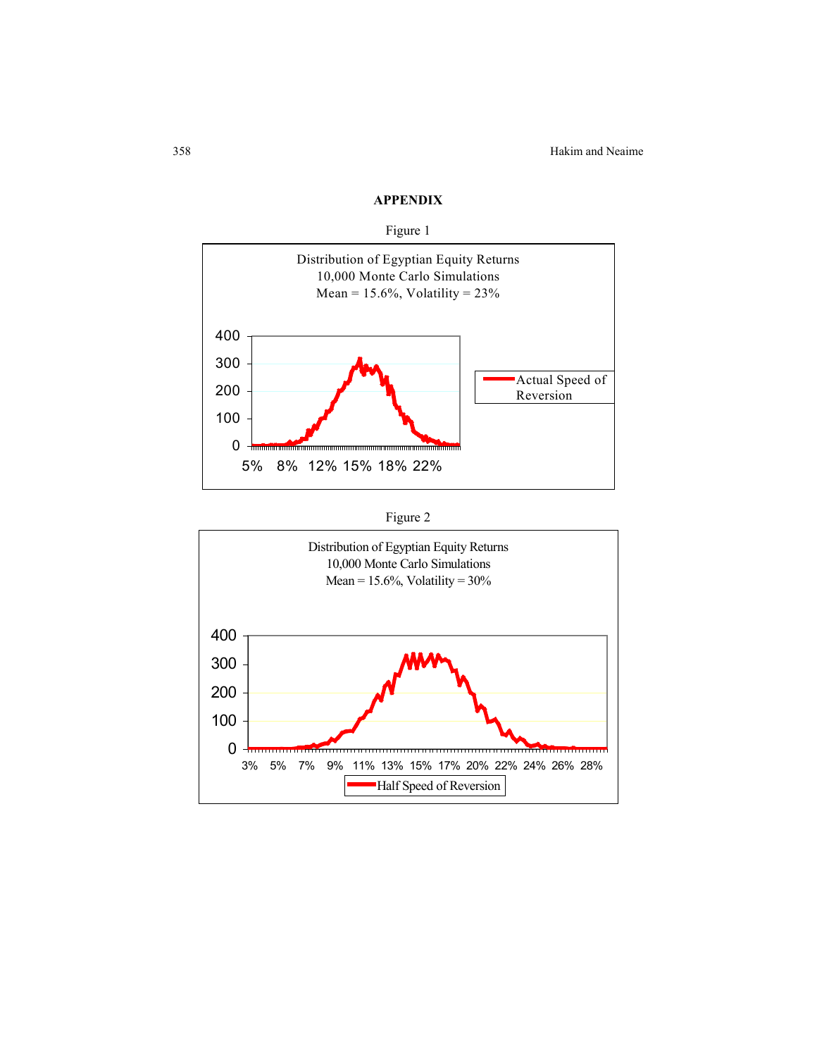## APPENDIX

Figure 1

Distribution of Egyptian Equity Returns
10,000 Monte Carlo Simulations
Mean = 15.6%, Volatility = 23%

400
300
200
100
0

5% 8% 12% 15% 18% 22%

Actual Speed of Reversion

Figure 2

Distribution of Egyptian Equity Returns
10,000 Monte Carlo Simulations
Mean = 15.6%, Volatility = 30%

400
300
200
100
0

3% 5% 7% 9% 11% 13% 15% 17% 20% 22% 24% 26% 28%

Half Speed of Reversion